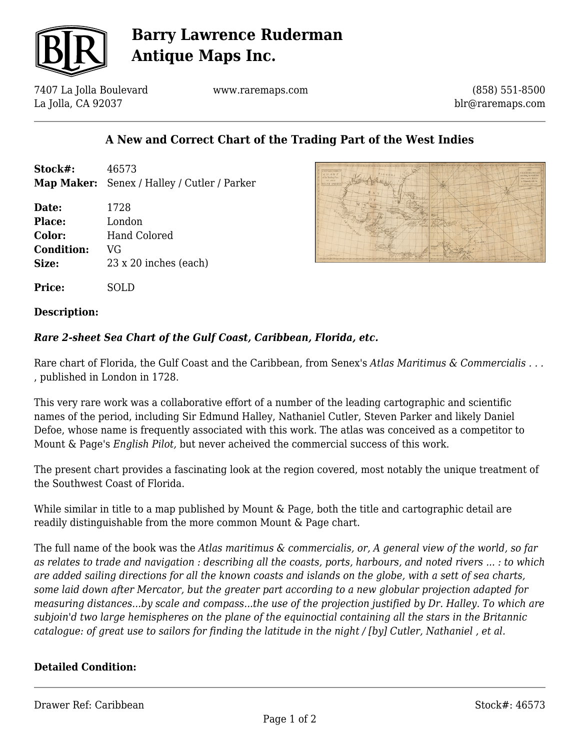# Barry Lawrence Ruderman Antique Maps Inc.

7407 La Jolla Boulevard
La Jolla, CA 92037

www.raremaps.com

(858) 551-8500
blr@raremaps.com

## A New and Correct Chart of the Trading Part of the West Indies

**Stock#:** 46573
**Map Maker:** Senex / Halley / Cutler / Parker

**Date:** 1728
**Place:** London
**Color:** Hand Colored
**Condition:** VG
**Size:** 23 x 20 inches (each)

**Price:** SOLD

### Description:

***Rare 2-sheet Sea Chart of the Gulf Coast, Caribbean, Florida, etc.***

Rare chart of Florida, the Gulf Coast and the Caribbean, from Senex's *Atlas Maritimus & Commercialis . . .* , published in London in 1728.

This very rare work was a collaborative effort of a number of the leading cartographic and scientific names of the period, including Sir Edmund Halley, Nathaniel Cutler, Steven Parker and likely Daniel Defoe, whose name is frequently associated with this work. The atlas was conceived as a competitor to Mount & Page's *English Pilot,* but never acheived the commercial success of this work.

The present chart provides a fascinating look at the region covered, most notably the unique treatment of the Southwest Coast of Florida.

While similar in title to a map published by Mount & Page, both the title and cartographic detail are readily distinguishable from the more common Mount & Page chart.

The full name of the book was the *Atlas maritimus & commercialis, or, A general view of the world, so far as relates to trade and navigation : describing all the coasts, ports, harbours, and noted rivers ... : to which are added sailing directions for all the known coasts and islands on the globe, with a sett of sea charts, some laid down after Mercator, but the greater part according to a new globular projection adapted for measuring distances...by scale and compass...the use of the projection justified by Dr. Halley. To which are subjoin'd two large hemispheres on the plane of the equinoctial containing all the stars in the Britannic catalogue: of great use to sailors for finding the latitude in the night / [by] Cutler, Nathaniel , et al.*

### Detailed Condition:

Drawer Ref: Caribbean

Stock#: 46573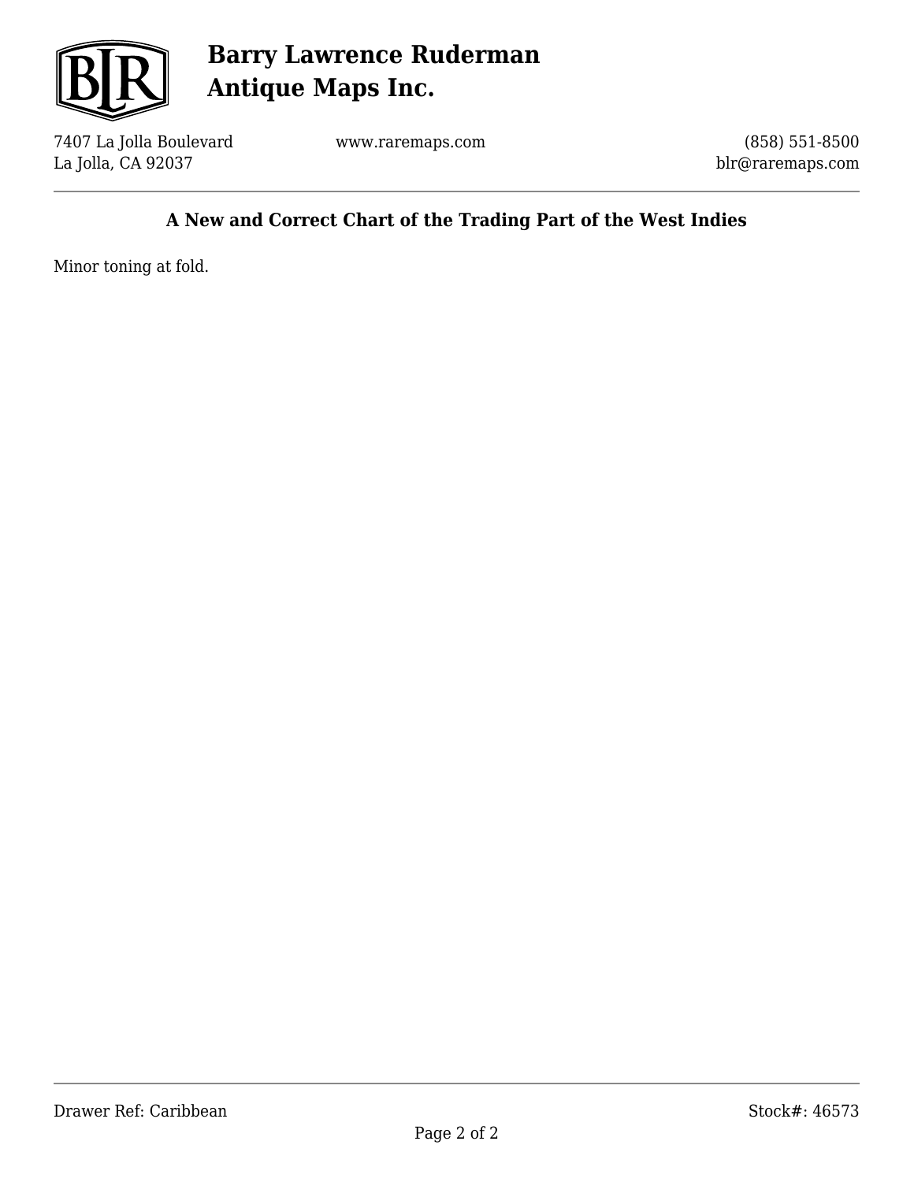## A New and Correct Chart of the Trading Part of the West Indies

Minor toning at fold.